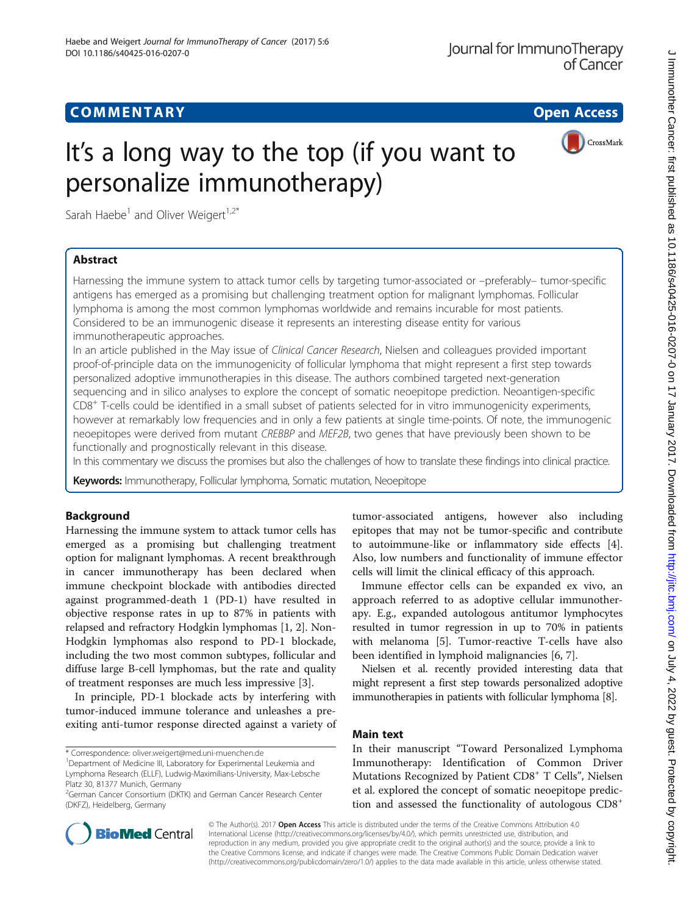COMMENTARY Open Access

# It's a long way to the top (if you want to personalize immunotherapy)

Sarah Haebe[1] and Oliver Weigert[1,2*]

## Abstract

Harnessing the immune system to attack tumor cells by targeting tumor-associated or –preferably– tumor-specific antigens has emerged as a promising but challenging treatment option for malignant lymphomas. Follicular lymphoma is among the most common lymphomas worldwide and remains incurable for most patients. Considered to be an immunogenic disease it represents an interesting disease entity for various immunotherapeutic approaches.

In an article published in the May issue of *Clinical Cancer Research*, Nielsen and colleagues provided important proof-of-principle data on the immunogenicity of follicular lymphoma that might represent a first step towards personalized adoptive immunotherapies in this disease. The authors combined targeted next-generation sequencing and in silico analyses to explore the concept of somatic neoepitope prediction. Neoantigen-specific $CD8^+$ T-cells could be identified in a small subset of patients selected for in vitro immunogenicity experiments, however at remarkably low frequencies and in only a few patients at single time-points. Of note, the immunogenic neoepitopes were derived from mutant *CREBBP* and *MEF2B*, two genes that have previously been shown to be functionally and prognostically relevant in this disease.

In this commentary we discuss the promises but also the challenges of how to translate these findings into clinical practice.

**Keywords:** Immunotherapy, Follicular lymphoma, Somatic mutation, Neoepitope

## Background

Harnessing the immune system to attack tumor cells has emerged as a promising but challenging treatment option for malignant lymphomas. A recent breakthrough in cancer immunotherapy has been declared when immune checkpoint blockade with antibodies directed against programmed-death 1 (PD-1) have resulted in objective response rates in up to 87% in patients with relapsed and refractory Hodgkin lymphomas [1, 2]. Non-Hodgkin lymphomas also respond to PD-1 blockade, including the two most common subtypes, follicular and diffuse large B-cell lymphomas, but the rate and quality of treatment responses are much less impressive [3].

In principle, PD-1 blockade acts by interfering with tumor-induced immune tolerance and unleashes a pre-exiting anti-tumor response directed against a variety of tumor-associated antigens, however also including epitopes that may not be tumor-specific and contribute to autoimmune-like or inflammatory side effects [4]. Also, low numbers and functionality of immune effector cells will limit the clinical efficacy of this approach.

Immune effector cells can be expanded ex vivo, an approach referred to as adoptive cellular immunotherapy. E.g., expanded autologous antitumor lymphocytes resulted in tumor regression in up to 70% in patients with melanoma [5]. Tumor-reactive T-cells have also been identified in lymphoid malignancies [6, 7].

Nielsen et al. recently provided interesting data that might represent a first step towards personalized adoptive immunotherapies in patients with follicular lymphoma [8].

## Main text

In their manuscript "Toward Personalized Lymphoma Immunotherapy: Identification of Common Driver Mutations Recognized by Patient $CD8^+$ T Cells", Nielsen et al. explored the concept of somatic neoepitope prediction and assessed the functionality of autologous $CD8^+$

* Correspondence: oliver.weigert@med.uni-muenchen.de
[1]Department of Medicine III, Laboratory for Experimental Leukemia and Lymphoma Research (ELLF), Ludwig-Maximilians-University, Max-Lebsche Platz 30, 81377 Munich, Germany
[2]German Cancer Consortium (DKTK) and German Cancer Research Center (DKFZ), Heidelberg, Germany

© The Author(s). 2017 **Open Access** This article is distributed under the terms of the Creative Commons Attribution 4.0 International License (http://creativecommons.org/licenses/by/4.0/), which permits unrestricted use, distribution, and reproduction in any medium, provided you give appropriate credit to the original author(s) and the source, provide a link to the Creative Commons license, and indicate if changes were made. The Creative Commons Public Domain Dedication waiver (http://creativecommons.org/publicdomain/zero/1.0/) applies to the data made available in this article, unless otherwise stated.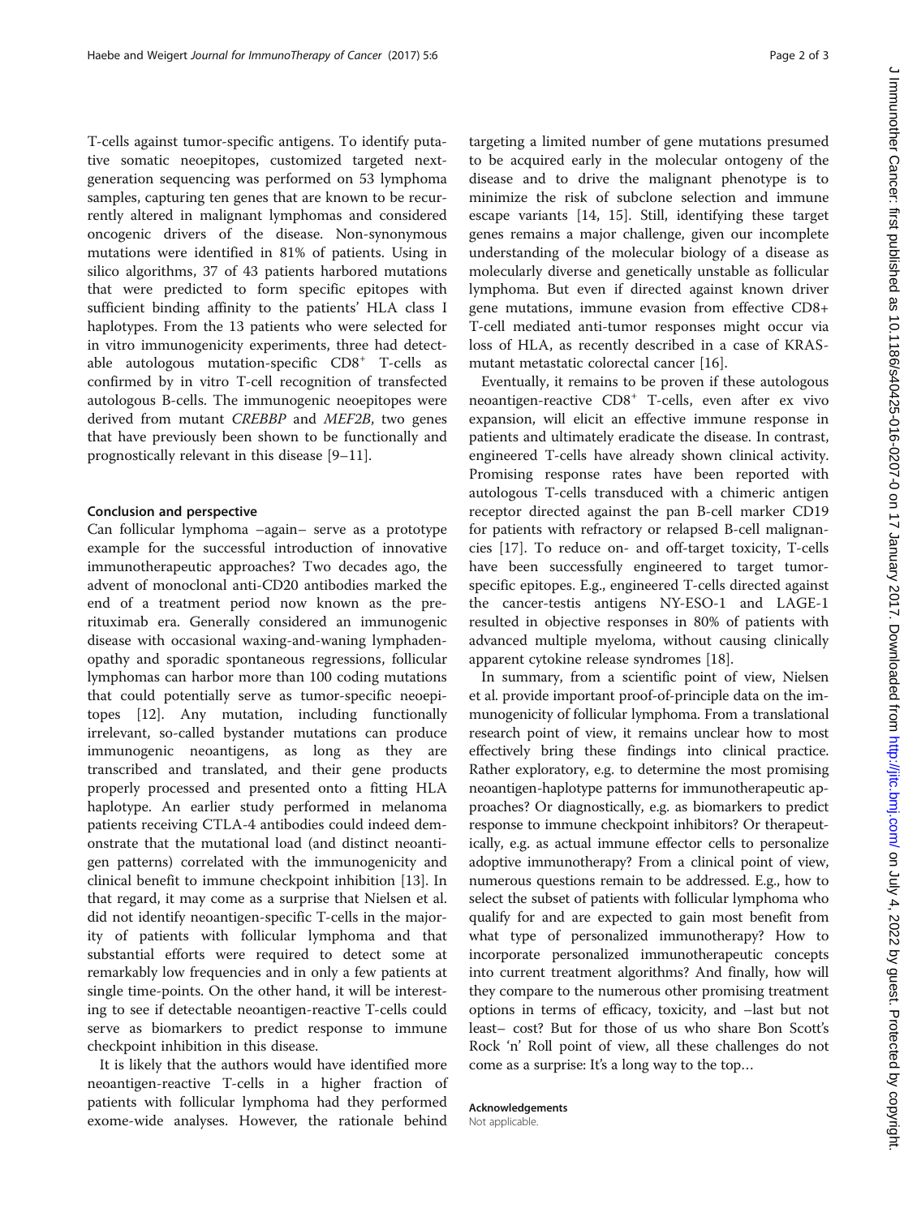T-cells against tumor-specific antigens. To identify putative somatic neoepitopes, customized targeted next-generation sequencing was performed on 53 lymphoma samples, capturing ten genes that are known to be recurrently altered in malignant lymphomas and considered oncogenic drivers of the disease. Non-synonymous mutations were identified in 81% of patients. Using in silico algorithms, 37 of 43 patients harbored mutations that were predicted to form specific epitopes with sufficient binding affinity to the patients' HLA class I haplotypes. From the 13 patients who were selected for in vitro immunogenicity experiments, three had detectable autologous mutation-specific CD8$^+$ T-cells as confirmed by in vitro T-cell recognition of transfected autologous B-cells. The immunogenic neoepitopes were derived from mutant *CREBBP* and *MEF2B*, two genes that have previously been shown to be functionally and prognostically relevant in this disease [9–11].

### Conclusion and perspective

Can follicular lymphoma –again– serve as a prototype example for the successful introduction of innovative immunotherapeutic approaches? Two decades ago, the advent of monoclonal anti-CD20 antibodies marked the end of a treatment period now known as the pre-rituximab era. Generally considered an immunogenic disease with occasional waxing-and-waning lymphadenopathy and sporadic spontaneous regressions, follicular lymphomas can harbor more than 100 coding mutations that could potentially serve as tumor-specific neoepitopes [12]. Any mutation, including functionally irrelevant, so-called bystander mutations can produce immunogenic neoantigens, as long as they are transcribed and translated, and their gene products properly processed and presented onto a fitting HLA haplotype. An earlier study performed in melanoma patients receiving CTLA-4 antibodies could indeed demonstrate that the mutational load (and distinct neoantigen patterns) correlated with the immunogenicity and clinical benefit to immune checkpoint inhibition [13]. In that regard, it may come as a surprise that Nielsen et al. did not identify neoantigen-specific T-cells in the majority of patients with follicular lymphoma and that substantial efforts were required to detect some at remarkably low frequencies and in only a few patients at single time-points. On the other hand, it will be interesting to see if detectable neoantigen-reactive T-cells could serve as biomarkers to predict response to immune checkpoint inhibition in this disease.

It is likely that the authors would have identified more neoantigen-reactive T-cells in a higher fraction of patients with follicular lymphoma had they performed exome-wide analyses. However, the rationale behind targeting a limited number of gene mutations presumed to be acquired early in the molecular ontogeny of the disease and to drive the malignant phenotype is to minimize the risk of subclone selection and immune escape variants [14, 15]. Still, identifying these target genes remains a major challenge, given our incomplete understanding of the molecular biology of a disease as molecularly diverse and genetically unstable as follicular lymphoma. But even if directed against known driver gene mutations, immune evasion from effective CD8+ T-cell mediated anti-tumor responses might occur via loss of HLA, as recently described in a case of KRAS-mutant metastatic colorectal cancer [16].

Eventually, it remains to be proven if these autologous neoantigen-reactive CD8$^+$ T-cells, even after ex vivo expansion, will elicit an effective immune response in patients and ultimately eradicate the disease. In contrast, engineered T-cells have already shown clinical activity. Promising response rates have been reported with autologous T-cells transduced with a chimeric antigen receptor directed against the pan B-cell marker CD19 for patients with refractory or relapsed B-cell malignancies [17]. To reduce on- and off-target toxicity, T-cells have been successfully engineered to target tumor-specific epitopes. E.g., engineered T-cells directed against the cancer-testis antigens NY-ESO-1 and LAGE-1 resulted in objective responses in 80% of patients with advanced multiple myeloma, without causing clinically apparent cytokine release syndromes [18].

In summary, from a scientific point of view, Nielsen et al. provide important proof-of-principle data on the immunogenicity of follicular lymphoma. From a translational research point of view, it remains unclear how to most effectively bring these findings into clinical practice. Rather exploratory, e.g. to determine the most promising neoantigen-haplotype patterns for immunotherapeutic approaches? Or diagnostically, e.g. as biomarkers to predict response to immune checkpoint inhibitors? Or therapeutically, e.g. as actual immune effector cells to personalize adoptive immunotherapy? From a clinical point of view, numerous questions remain to be addressed. E.g., how to select the subset of patients with follicular lymphoma who qualify for and are expected to gain most benefit from what type of personalized immunotherapy? How to incorporate personalized immunotherapeutic concepts into current treatment algorithms? And finally, how will they compare to the numerous other promising treatment options in terms of efficacy, toxicity, and –last but not least– cost? But for those of us who share Bon Scott's Rock 'n' Roll point of view, all these challenges do not come as a surprise: It's a long way to the top…

#### Acknowledgements

Not applicable.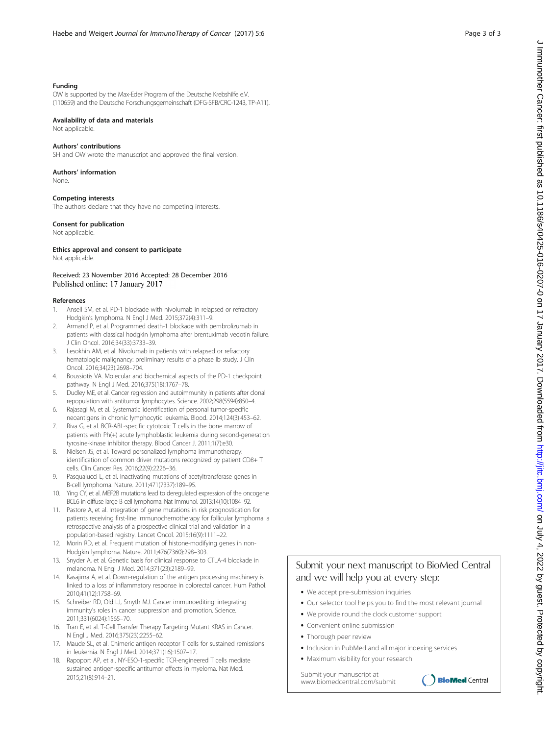### Funding

OW is supported by the Max-Eder Program of the Deutsche Krebshilfe e.V. (110659) and the Deutsche Forschungsgemeinschaft (DFG-SFB/CRC-1243, TP-A11).

### Availability of data and materials

Not applicable.

### Authors' contributions

SH and OW wrote the manuscript and approved the final version.

### Authors' information

None.

### Competing interests

The authors declare that they have no competing interests.

### Consent for publication

Not applicable.

### Ethics approval and consent to participate

Not applicable.

Received: 23 November 2016 Accepted: 28 December 2016
Published online: 17 January 2017

### References

1. Ansell SM, et al. PD-1 blockade with nivolumab in relapsed or refractory Hodgkin's lymphoma. N Engl J Med. 2015;372(4):311–9.
2. Armand P, et al. Programmed death-1 blockade with pembrolizumab in patients with classical hodgkin lymphoma after brentuximab vedotin failure. J Clin Oncol. 2016;34(33):3733–39.
3. Lesokhin AM, et al. Nivolumab in patients with relapsed or refractory hematologic malignancy: preliminary results of a phase Ib study. J Clin Oncol. 2016;34(23):2698–704.
4. Boussiotis VA. Molecular and biochemical aspects of the PD-1 checkpoint pathway. N Engl J Med. 2016;375(18):1767–78.
5. Dudley ME, et al. Cancer regression and autoimmunity in patients after clonal repopulation with antitumor lymphocytes. Science. 2002;298(5594):850–4.
6. Rajasagi M, et al. Systematic identification of personal tumor-specific neoantigens in chronic lymphocytic leukemia. Blood. 2014;124(3):453–62.
7. Riva G, et al. BCR-ABL-specific cytotoxic T cells in the bone marrow of patients with Ph(+) acute lymphoblastic leukemia during second-generation tyrosine-kinase inhibitor therapy. Blood Cancer J. 2011;1(7):e30.
8. Nielsen JS, et al. Toward personalized lymphoma immunotherapy: identification of common driver mutations recognized by patient CD8+ T cells. Clin Cancer Res. 2016;22(9):2226–36.
9. Pasqualucci L, et al. Inactivating mutations of acetyltransferase genes in B-cell lymphoma. Nature. 2011;471(7337):189–95.
10. Ying CY, et al. MEF2B mutations lead to deregulated expression of the oncogene BCL6 in diffuse large B cell lymphoma. Nat Immunol. 2013;14(10):1084–92.
11. Pastore A, et al. Integration of gene mutations in risk prognostication for patients receiving first-line immunochemotherapy for follicular lymphoma: a retrospective analysis of a prospective clinical trial and validation in a population-based registry. Lancet Oncol. 2015;16(9):1111–22.
12. Morin RD, et al. Frequent mutation of histone-modifying genes in non-Hodgkin lymphoma. Nature. 2011;476(7360):298–303.
13. Snyder A, et al. Genetic basis for clinical response to CTLA-4 blockade in melanoma. N Engl J Med. 2014;371(23):2189–99.
14. Kasajima A, et al. Down-regulation of the antigen processing machinery is linked to a loss of inflammatory response in colorectal cancer. Hum Pathol. 2010;41(12):1758–69.
15. Schreiber RD, Old LJ, Smyth MJ. Cancer immunoediting: integrating immunity's roles in cancer suppression and promotion. Science. 2011;331(6024):1565–70.
16. Tran E, et al. T-Cell Transfer Therapy Targeting Mutant KRAS in Cancer. N Engl J Med. 2016;375(23):2255–62.
17. Maude SL, et al. Chimeric antigen receptor T cells for sustained remissions in leukemia. N Engl J Med. 2014;371(16):1507–17.
18. Rapoport AP, et al. NY-ESO-1-specific TCR-engineered T cells mediate sustained antigen-specific antitumor effects in myeloma. Nat Med. 2015;21(8):914–21.

Submit your next manuscript to BioMed Central and we will help you at every step:

- We accept pre-submission inquiries
- Our selector tool helps you to find the most relevant journal
- We provide round the clock customer support
- Convenient online submission
- Thorough peer review
- Inclusion in PubMed and all major indexing services
- Maximum visibility for your research

Submit your manuscript at
www.biomedcentral.com/submit

BioMed Central

J Immunother Cancer: first published as 10.1186/s40425-016-0207-0 on 17 January 2017. Downloaded from http://jitc.bmj.com/ on July 4, 2022 by guest. Protected by copyright.